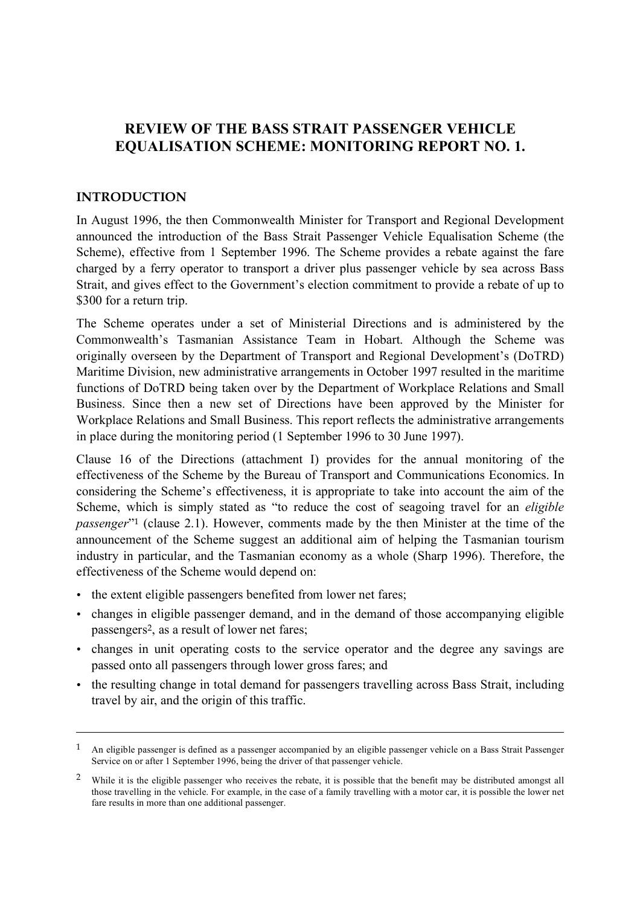# REVIEW OF THE BASS STRAIT PASSENGER VEHICLE EQUALISATION SCHEME: MONITORING REPORT NO. 1.

## INTRODUCTION

In August 1996, the then Commonwealth Minister for Transport and Regional Development announced the introduction of the Bass Strait Passenger Vehicle Equalisation Scheme (the Scheme), effective from 1 September 1996. The Scheme provides a rebate against the fare charged by a ferry operator to transport a driver plus passenger vehicle by sea across Bass Strait, and gives effect to the Government's election commitment to provide a rebate of up to $300 for a return trip.

The Scheme operates under a set of Ministerial Directions and is administered by the Commonwealth's Tasmanian Assistance Team in Hobart. Although the Scheme was originally overseen by the Department of Transport and Regional Development's (DoTRD) Maritime Division, new administrative arrangements in October 1997 resulted in the maritime functions of DoTRD being taken over by the Department of Workplace Relations and Small Business. Since then a new set of Directions have been approved by the Minister for Workplace Relations and Small Business. This report reflects the administrative arrangements in place during the monitoring period (1 September 1996 to 30 June 1997).

Clause 16 of the Directions (attachment I) provides for the annual monitoring of the effectiveness of the Scheme by the Bureau of Transport and Communications Economics. In considering the Scheme's effectiveness, it is appropriate to take into account the aim of the Scheme, which is simply stated as "to reduce the cost of seagoing travel for an *eligible passenger*"[1] (clause 2.1). However, comments made by the then Minister at the time of the announcement of the Scheme suggest an additional aim of helping the Tasmanian tourism industry in particular, and the Tasmanian economy as a whole (Sharp 1996). Therefore, the effectiveness of the Scheme would depend on:

- the extent eligible passengers benefited from lower net fares;
- changes in eligible passenger demand, and in the demand of those accompanying eligible passengers[2], as a result of lower net fares;
- changes in unit operating costs to the service operator and the degree any savings are passed onto all passengers through lower gross fares; and
- the resulting change in total demand for passengers travelling across Bass Strait, including travel by air, and the origin of this traffic.

---

[1] An eligible passenger is defined as a passenger accompanied by an eligible passenger vehicle on a Bass Strait Passenger Service on or after 1 September 1996, being the driver of that passenger vehicle.

[2] While it is the eligible passenger who receives the rebate, it is possible that the benefit may be distributed amongst all those travelling in the vehicle. For example, in the case of a family travelling with a motor car, it is possible the lower net fare results in more than one additional passenger.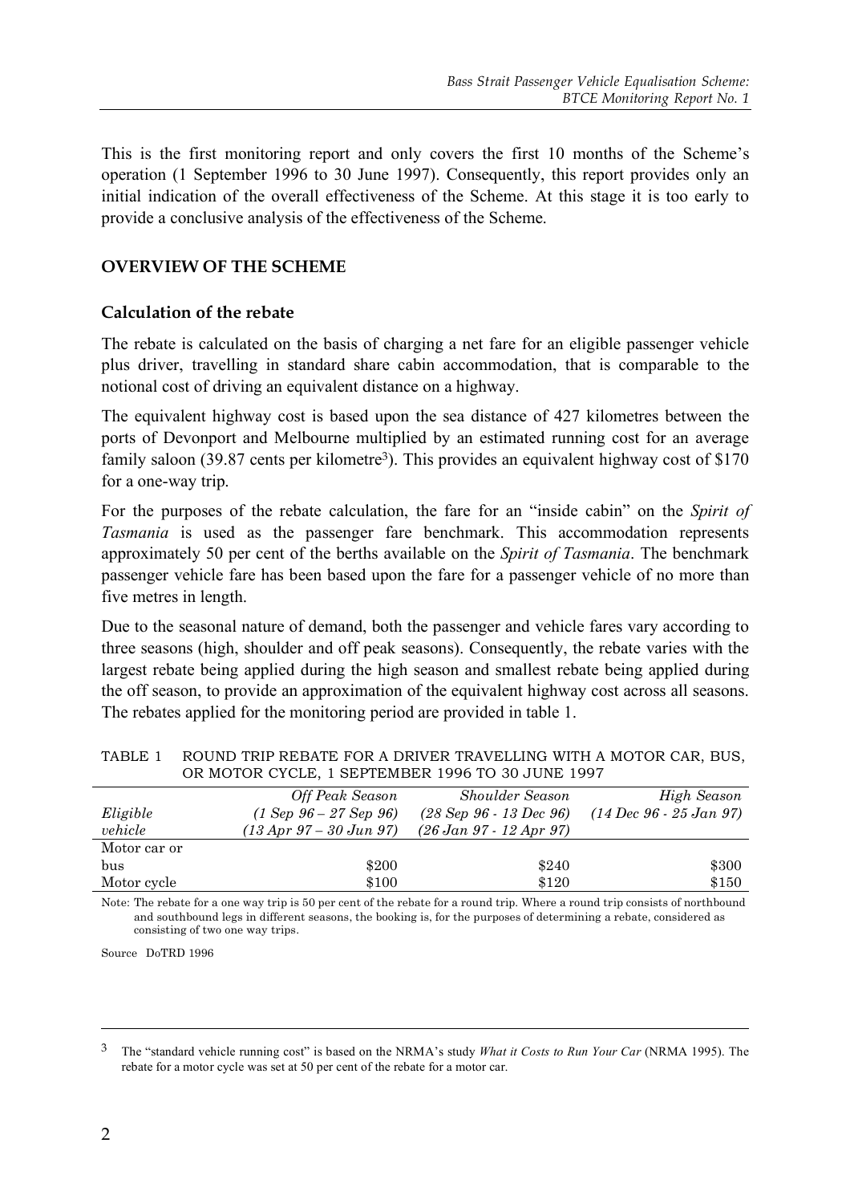This is the first monitoring report and only covers the first 10 months of the Scheme's operation (1 September 1996 to 30 June 1997). Consequently, this report provides only an initial indication of the overall effectiveness of the Scheme. At this stage it is too early to provide a conclusive analysis of the effectiveness of the Scheme.

## OVERVIEW OF THE SCHEME

### Calculation of the rebate

The rebate is calculated on the basis of charging a net fare for an eligible passenger vehicle plus driver, travelling in standard share cabin accommodation, that is comparable to the notional cost of driving an equivalent distance on a highway.

The equivalent highway cost is based upon the sea distance of 427 kilometres between the ports of Devonport and Melbourne multiplied by an estimated running cost for an average family saloon (39.87 cents per kilometre[3]). This provides an equivalent highway cost of $170 for a one-way trip.

For the purposes of the rebate calculation, the fare for an "inside cabin" on the *Spirit of Tasmania* is used as the passenger fare benchmark. This accommodation represents approximately 50 per cent of the berths available on the *Spirit of Tasmania*. The benchmark passenger vehicle fare has been based upon the fare for a passenger vehicle of no more than five metres in length.

Due to the seasonal nature of demand, both the passenger and vehicle fares vary according to three seasons (high, shoulder and off peak seasons). Consequently, the rebate varies with the largest rebate being applied during the high season and smallest rebate being applied during the off season, to provide an approximation of the equivalent highway cost across all seasons. The rebates applied for the monitoring period are provided in table 1.

TABLE 1 ROUND TRIP REBATE FOR A DRIVER TRAVELLING WITH A MOTOR CAR, BUS, OR MOTOR CYCLE, 1 SEPTEMBER 1996 TO 30 JUNE 1997

| *Eligible vehicle* | *Off Peak Season (1 Sep 96 – 27 Sep 96) (13 Apr 97 – 30 Jun 97)* | *Shoulder Season (28 Sep 96 - 13 Dec 96) (26 Jan 97 - 12 Apr 97)* | *High Season (14 Dec 96 - 25 Jan 97)* |
|---|---|---|---|
| Motor car or bus | $200 | $240 | $300 |
| Motor cycle | $100 | $120 | $150 |

Note: The rebate for a one way trip is 50 per cent of the rebate for a round trip. Where a round trip consists of northbound and southbound legs in different seasons, the booking is, for the purposes of determining a rebate, considered as consisting of two one way trips.

Source DoTRD 1996

[3] The "standard vehicle running cost" is based on the NRMA's study *What it Costs to Run Your Car* (NRMA 1995). The rebate for a motor cycle was set at 50 per cent of the rebate for a motor car.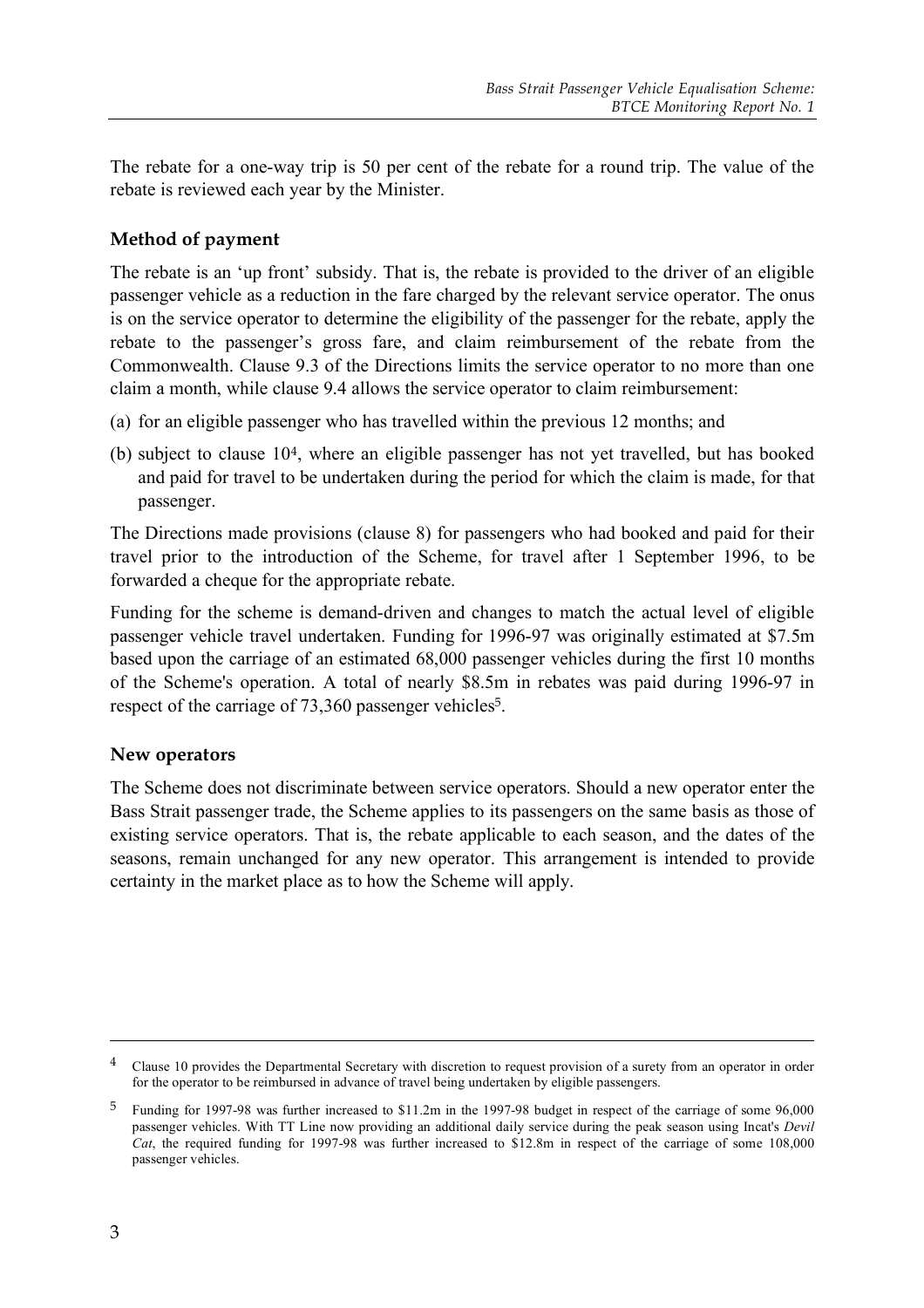The rebate for a one-way trip is 50 per cent of the rebate for a round trip. The value of the rebate is reviewed each year by the Minister.

### Method of payment

The rebate is an 'up front' subsidy. That is, the rebate is provided to the driver of an eligible passenger vehicle as a reduction in the fare charged by the relevant service operator. The onus is on the service operator to determine the eligibility of the passenger for the rebate, apply the rebate to the passenger's gross fare, and claim reimbursement of the rebate from the Commonwealth. Clause 9.3 of the Directions limits the service operator to no more than one claim a month, while clause 9.4 allows the service operator to claim reimbursement:

(a) for an eligible passenger who has travelled within the previous 12 months; and

(b) subject to clause 10[4], where an eligible passenger has not yet travelled, but has booked and paid for travel to be undertaken during the period for which the claim is made, for that passenger.

The Directions made provisions (clause 8) for passengers who had booked and paid for their travel prior to the introduction of the Scheme, for travel after 1 September 1996, to be forwarded a cheque for the appropriate rebate.

Funding for the scheme is demand-driven and changes to match the actual level of eligible passenger vehicle travel undertaken. Funding for 1996-97 was originally estimated at $7.5m based upon the carriage of an estimated 68,000 passenger vehicles during the first 10 months of the Scheme's operation. A total of nearly $8.5m in rebates was paid during 1996-97 in respect of the carriage of 73,360 passenger vehicles[5].

### New operators

The Scheme does not discriminate between service operators. Should a new operator enter the Bass Strait passenger trade, the Scheme applies to its passengers on the same basis as those of existing service operators. That is, the rebate applicable to each season, and the dates of the seasons, remain unchanged for any new operator. This arrangement is intended to provide certainty in the market place as to how the Scheme will apply.

---

[4] Clause 10 provides the Departmental Secretary with discretion to request provision of a surety from an operator in order for the operator to be reimbursed in advance of travel being undertaken by eligible passengers.

[5] Funding for 1997-98 was further increased to $11.2m in the 1997-98 budget in respect of the carriage of some 96,000 passenger vehicles. With TT Line now providing an additional daily service during the peak season using Incat's *Devil Cat*, the required funding for 1997-98 was further increased to $12.8m in respect of the carriage of some 108,000 passenger vehicles.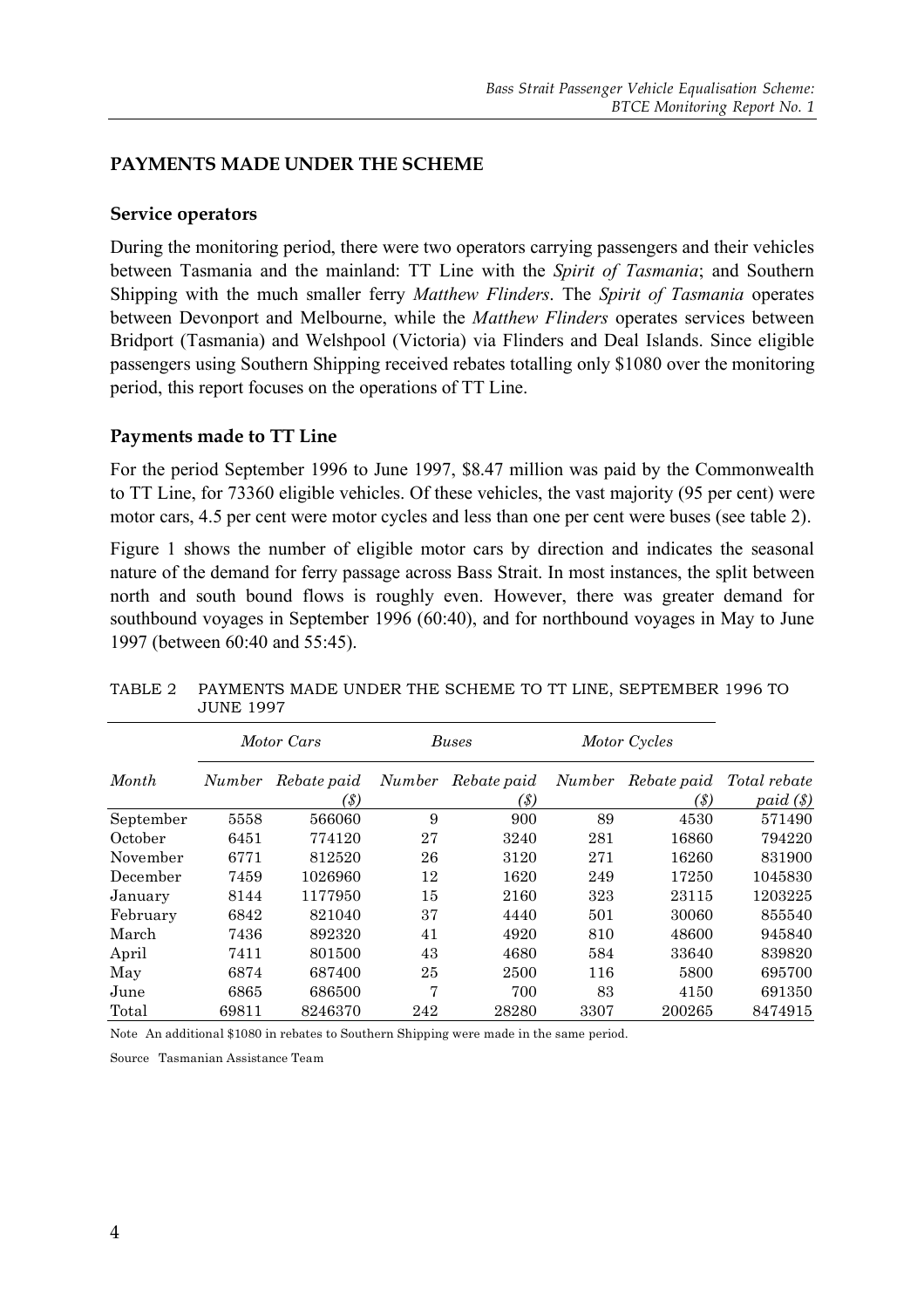## PAYMENTS MADE UNDER THE SCHEME

### Service operators

During the monitoring period, there were two operators carrying passengers and their vehicles between Tasmania and the mainland: TT Line with the *Spirit of Tasmania*; and Southern Shipping with the much smaller ferry *Matthew Flinders*. The *Spirit of Tasmania* operates between Devonport and Melbourne, while the *Matthew Flinders* operates services between Bridport (Tasmania) and Welshpool (Victoria) via Flinders and Deal Islands. Since eligible passengers using Southern Shipping received rebates totalling only $1080 over the monitoring period, this report focuses on the operations of TT Line.

### Payments made to TT Line

For the period September 1996 to June 1997, $8.47 million was paid by the Commonwealth to TT Line, for 73360 eligible vehicles. Of these vehicles, the vast majority (95 per cent) were motor cars, 4.5 per cent were motor cycles and less than one per cent were buses (see table 2).

Figure 1 shows the number of eligible motor cars by direction and indicates the seasonal nature of the demand for ferry passage across Bass Strait. In most instances, the split between north and south bound flows is roughly even. However, there was greater demand for southbound voyages in September 1996 (60:40), and for northbound voyages in May to June 1997 (between 60:40 and 55:45).

TABLE 2 PAYMENTS MADE UNDER THE SCHEME TO TT LINE, SEPTEMBER 1996 TO JUNE 1997

| | *Motor Cars* | | *Buses* | | *Motor Cycles* | | |
|---|---|---|---|---|---|---|---|
| *Month* | *Number* | *Rebate paid ($)* | *Number* | *Rebate paid ($)* | *Number* | *Rebate paid ($)* | *Total rebate paid ($)* |
| September | 5558 | 566060 | 9 | 900 | 89 | 4530 | 571490 |
| October | 6451 | 774120 | 27 | 3240 | 281 | 16860 | 794220 |
| November | 6771 | 812520 | 26 | 3120 | 271 | 16260 | 831900 |
| December | 7459 | 1026960 | 12 | 1620 | 249 | 17250 | 1045830 |
| January | 8144 | 1177950 | 15 | 2160 | 323 | 23115 | 1203225 |
| February | 6842 | 821040 | 37 | 4440 | 501 | 30060 | 855540 |
| March | 7436 | 892320 | 41 | 4920 | 810 | 48600 | 945840 |
| April | 7411 | 801500 | 43 | 4680 | 584 | 33640 | 839820 |
| May | 6874 | 687400 | 25 | 2500 | 116 | 5800 | 695700 |
| June | 6865 | 686500 | 7 | 700 | 83 | 4150 | 691350 |
| Total | 69811 | 8246370 | 242 | 28280 | 3307 | 200265 | 8474915 |

Note An additional $1080 in rebates to Southern Shipping were made in the same period.

Source Tasmanian Assistance Team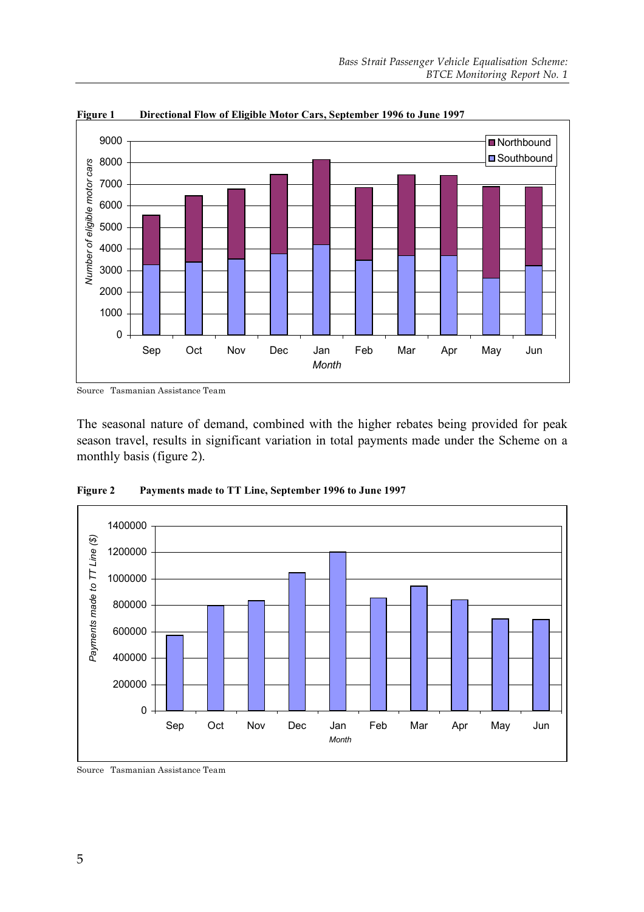**Figure 1 Directional Flow of Eligible Motor Cars, September 1996 to June 1997**

Source Tasmanian Assistance Team

The seasonal nature of demand, combined with the higher rebates being provided for peak season travel, results in significant variation in total payments made under the Scheme on a monthly basis (figure 2).

**Figure 2 Payments made to TT Line, September 1996 to June 1997**

Source Tasmanian Assistance Team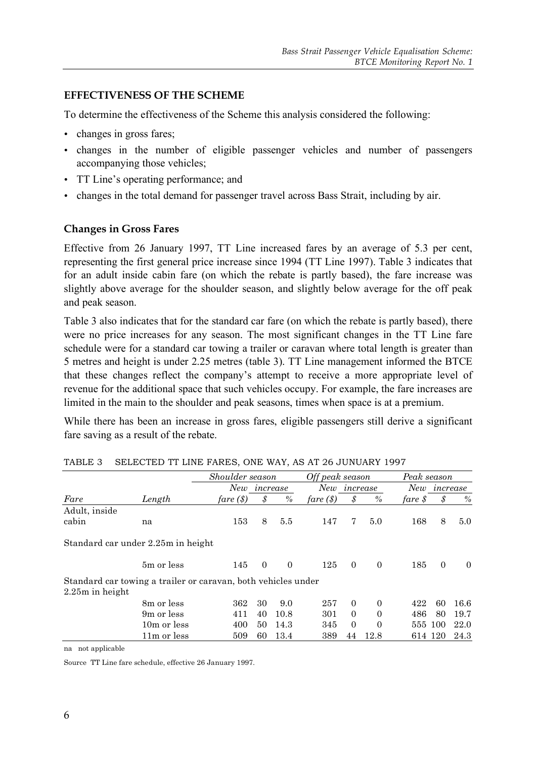## EFFECTIVENESS OF THE SCHEME

To determine the effectiveness of the Scheme this analysis considered the following:

- changes in gross fares;
- changes in the number of eligible passenger vehicles and number of passengers accompanying those vehicles;
- TT Line's operating performance; and
- changes in the total demand for passenger travel across Bass Strait, including by air.

### Changes in Gross Fares

Effective from 26 January 1997, TT Line increased fares by an average of 5.3 per cent, representing the first general price increase since 1994 (TT Line 1997). Table 3 indicates that for an adult inside cabin fare (on which the rebate is partly based), the fare increase was slightly above average for the shoulder season, and slightly below average for the off peak and peak season.

Table 3 also indicates that for the standard car fare (on which the rebate is partly based), there were no price increases for any season. The most significant changes in the TT Line fare schedule were for a standard car towing a trailer or caravan where total length is greater than 5 metres and height is under 2.25 metres (table 3). TT Line management informed the BTCE that these changes reflect the company's attempt to receive a more appropriate level of revenue for the additional space that such vehicles occupy. For example, the fare increases are limited in the main to the shoulder and peak seasons, times when space is at a premium.

While there has been an increase in gross fares, eligible passengers still derive a significant fare saving as a result of the rebate.

TABLE 3 SELECTED TT LINE FARES, ONE WAY, AS AT 26 JUNUARY 1997

| | | *Shoulder season* | | | *Off peak season* | | | *Peak season* | | |
|---|---|---|---|---|---|---|---|---|---|---|
| | | *New* | *increase* | | *New* | *increase* | | *New* | *increase* | |
| *Fare* | *Length* | *fare ($)* | *$* | *%* | *fare ($)* | *$* | *%* | *fare $* | *$* | *%* |
| Adult, inside cabin | na | 153 | 8 | 5.5 | 147 | 7 | 5.0 | 168 | 8 | 5.0 |
| Standard car under 2.25m in height | | | | | | | | | | |
| | 5m or less | 145 | 0 | 0 | 125 | 0 | 0 | 185 | 0 | 0 |
| Standard car towing a trailer or caravan, both vehicles under 2.25m in height | | | | | | | | | | |
| | 8m or less | 362 | 30 | 9.0 | 257 | 0 | 0 | 422 | 60 | 16.6 |
| | 9m or less | 411 | 40 | 10.8 | 301 | 0 | 0 | 486 | 80 | 19.7 |
| | 10m or less | 400 | 50 | 14.3 | 345 | 0 | 0 | 555 | 100 | 22.0 |
| | 11m or less | 509 | 60 | 13.4 | 389 | 44 | 12.8 | 614 | 120 | 24.3 |

na not applicable

Source TT Line fare schedule, effective 26 January 1997.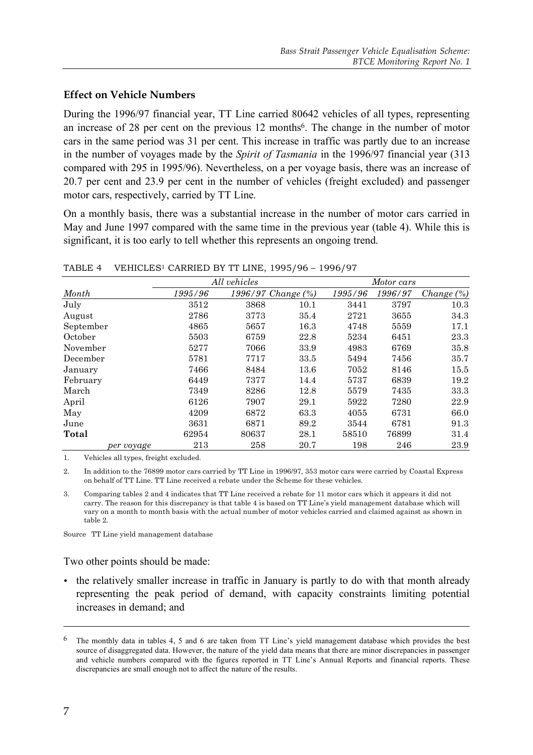### Effect on Vehicle Numbers

During the 1996/97 financial year, TT Line carried 80642 vehicles of all types, representing an increase of 28 per cent on the previous 12 months[6]. The change in the number of motor cars in the same period was 31 per cent. This increase in traffic was partly due to an increase in the number of voyages made by the *Spirit of Tasmania* in the 1996/97 financial year (313 compared with 295 in 1995/96). Nevertheless, on a per voyage basis, there was an increase of 20.7 per cent and 23.9 per cent in the number of vehicles (freight excluded) and passenger motor cars, respectively, carried by TT Line.

On a monthly basis, there was a substantial increase in the number of motor cars carried in May and June 1997 compared with the same time in the previous year (table 4). While this is significant, it is too early to tell whether this represents an ongoing trend.

TABLE 4 VEHICLES[1] CARRIED BY TT LINE, 1995/96 – 1996/97

| | *All vehicles* | | | *Motor cars* | | |
|---|---|---|---|---|---|---|
| *Month* | *1995/96* | *1996/97* | *Change (%)* | *1995/96* | *1996/97* | *Change (%)* |
| July | 3512 | 3868 | 10.1 | 3441 | 3797 | 10.3 |
| August | 2786 | 3773 | 35.4 | 2721 | 3655 | 34.3 |
| September | 4865 | 5657 | 16.3 | 4748 | 5559 | 17.1 |
| October | 5503 | 6759 | 22.8 | 5234 | 6451 | 23.3 |
| November | 5277 | 7066 | 33.9 | 4983 | 6769 | 35.8 |
| December | 5781 | 7717 | 33.5 | 5494 | 7456 | 35.7 |
| January | 7466 | 8484 | 13.6 | 7052 | 8146 | 15.5 |
| February | 6449 | 7377 | 14.4 | 5737 | 6839 | 19.2 |
| March | 7349 | 8286 | 12.8 | 5579 | 7435 | 33.3 |
| April | 6126 | 7907 | 29.1 | 5922 | 7280 | 22.9 |
| May | 4209 | 6872 | 63.3 | 4055 | 6731 | 66.0 |
| June | 3631 | 6871 | 89.2 | 3544 | 6781 | 91.3 |
| **Total** | 62954 | 80637 | 28.1 | 58510 | 76899 | 31.4 |
| *per voyage* | 213 | 258 | 20.7 | 198 | 246 | 23.9 |

1. Vehicles all types, freight excluded.

2. In addition to the 76899 motor cars carried by TT Line in 1996/97, 353 motor cars were carried by Coastal Express on behalf of TT Line. TT Line received a rebate under the Scheme for these vehicles.

3. Comparing tables 2 and 4 indicates that TT Line received a rebate for 11 motor cars which it appears it did not carry. The reason for this discrepancy is that table 4 is based on TT Line's yield management database which will vary on a month to month basis with the actual number of motor vehicles carried and claimed against as shown in table 2.

Source TT Line yield management database

Two other points should be made:

- the relatively smaller increase in traffic in January is partly to do with that month already representing the peak period of demand, with capacity constraints limiting potential increases in demand; and

[6] The monthly data in tables 4, 5 and 6 are taken from TT Line's yield management database which provides the best source of disaggregated data. However, the nature of the yield data means that there are minor discrepancies in passenger and vehicle numbers compared with the figures reported in TT Line's Annual Reports and financial reports. These discrepancies are small enough not to affect the nature of the results.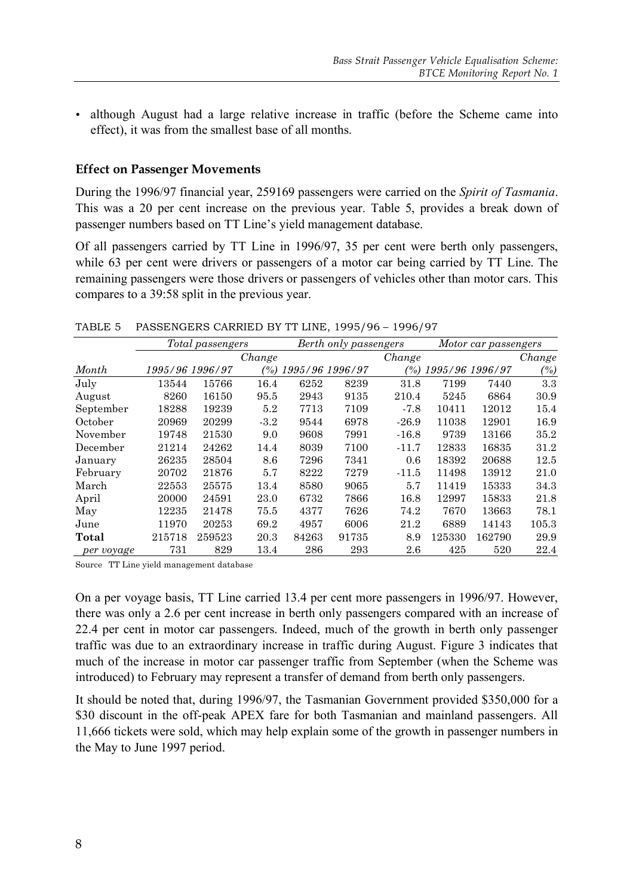- although August had a large relative increase in traffic (before the Scheme came into effect), it was from the smallest base of all months.

### Effect on Passenger Movements

During the 1996/97 financial year, 259169 passengers were carried on the *Spirit of Tasmania*. This was a 20 per cent increase on the previous year. Table 5, provides a break down of passenger numbers based on TT Line's yield management database.

Of all passengers carried by TT Line in 1996/97, 35 per cent were berth only passengers, while 63 per cent were drivers or passengers of a motor car being carried by TT Line. The remaining passengers were those drivers or passengers of vehicles other than motor cars. This compares to a 39:58 split in the previous year.

TABLE 5 PASSENGERS CARRIED BY TT LINE, 1995/96 – 1996/97

| | *Total passengers* | | | *Berth only passengers* | | | *Motor car passengers* | | |
|---|---|---|---|---|---|---|---|---|---|
| *Month* | *1995/96* | *1996/97* | *Change (%)* | *1995/96* | *1996/97* | *Change (%)* | *1995/96* | *1996/97* | *Change (%)* |
| July | 13544 | 15766 | 16.4 | 6252 | 8239 | 31.8 | 7199 | 7440 | 3.3 |
| August | 8260 | 16150 | 95.5 | 2943 | 9135 | 210.4 | 5245 | 6864 | 30.9 |
| September | 18288 | 19239 | 5.2 | 7713 | 7109 | -7.8 | 10411 | 12012 | 15.4 |
| October | 20969 | 20299 | -3.2 | 9544 | 6978 | -26.9 | 11038 | 12901 | 16.9 |
| November | 19748 | 21530 | 9.0 | 9608 | 7991 | -16.8 | 9739 | 13166 | 35.2 |
| December | 21214 | 24262 | 14.4 | 8039 | 7100 | -11.7 | 12833 | 16835 | 31.2 |
| January | 26235 | 28504 | 8.6 | 7296 | 7341 | 0.6 | 18392 | 20688 | 12.5 |
| February | 20702 | 21876 | 5.7 | 8222 | 7279 | -11.5 | 11498 | 13912 | 21.0 |
| March | 22553 | 25575 | 13.4 | 8580 | 9065 | 5.7 | 11419 | 15333 | 34.3 |
| April | 20000 | 24591 | 23.0 | 6732 | 7866 | 16.8 | 12997 | 15833 | 21.8 |
| May | 12235 | 21478 | 75.5 | 4377 | 7626 | 74.2 | 7670 | 13663 | 78.1 |
| June | 11970 | 20253 | 69.2 | 4957 | 6006 | 21.2 | 6889 | 14143 | 105.3 |
| **Total** | 215718 | 259523 | 20.3 | 84263 | 91735 | 8.9 | 125330 | 162790 | 29.9 |
| *per voyage* | 731 | 829 | 13.4 | 286 | 293 | 2.6 | 425 | 520 | 22.4 |

Source TT Line yield management database

On a per voyage basis, TT Line carried 13.4 per cent more passengers in 1996/97. However, there was only a 2.6 per cent increase in berth only passengers compared with an increase of 22.4 per cent in motor car passengers. Indeed, much of the growth in berth only passenger traffic was due to an extraordinary increase in traffic during August. Figure 3 indicates that much of the increase in motor car passenger traffic from September (when the Scheme was introduced) to February may represent a transfer of demand from berth only passengers.

It should be noted that, during 1996/97, the Tasmanian Government provided $350,000 for a $30 discount in the off-peak APEX fare for both Tasmanian and mainland passengers. All 11,666 tickets were sold, which may help explain some of the growth in passenger numbers in the May to June 1997 period.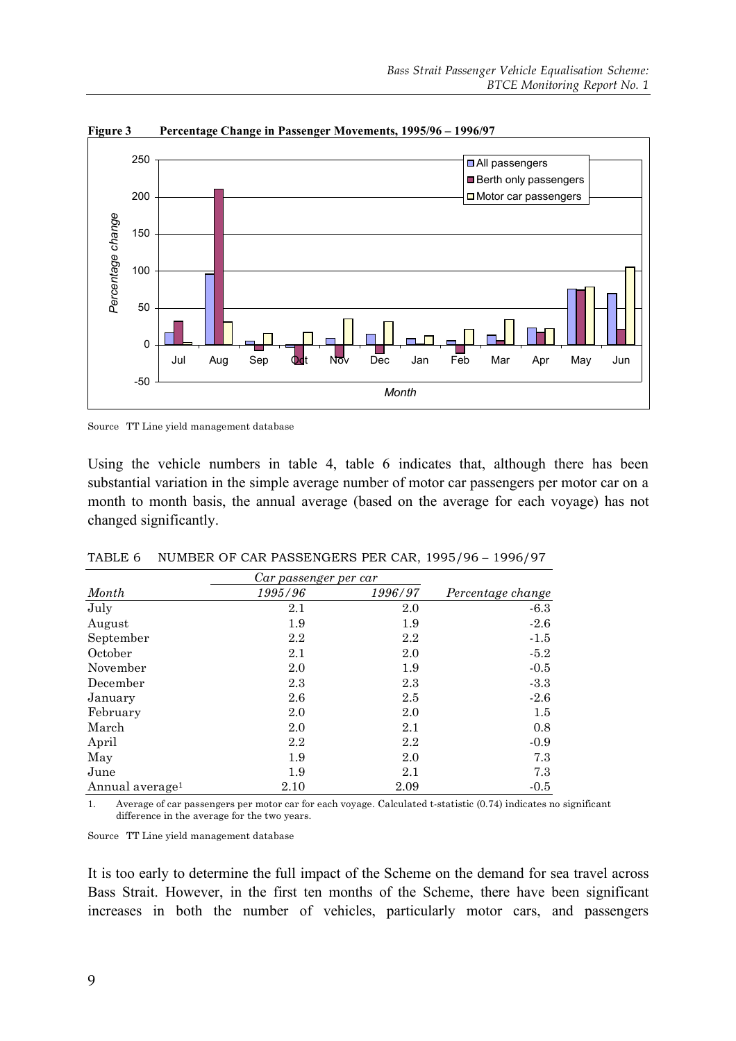**Figure 3 Percentage Change in Passenger Movements, 1995/96 – 1996/97**

Source TT Line yield management database

Using the vehicle numbers in table 4, table 6 indicates that, although there has been substantial variation in the simple average number of motor car passengers per motor car on a month to month basis, the annual average (based on the average for each voyage) has not changed significantly.

TABLE 6 NUMBER OF CAR PASSENGERS PER CAR, 1995/96 – 1996/97

| | *Car passenger per car* | | |
|---|---|---|---|
| *Month* | *1995/96* | *1996/97* | *Percentage change* |
| July | 2.1 | 2.0 | -6.3 |
| August | 1.9 | 1.9 | -2.6 |
| September | 2.2 | 2.2 | -1.5 |
| October | 2.1 | 2.0 | -5.2 |
| November | 2.0 | 1.9 | -0.5 |
| December | 2.3 | 2.3 | -3.3 |
| January | 2.6 | 2.5 | -2.6 |
| February | 2.0 | 2.0 | 1.5 |
| March | 2.0 | 2.1 | 0.8 |
| April | 2.2 | 2.2 | -0.9 |
| May | 1.9 | 2.0 | 7.3 |
| June | 1.9 | 2.1 | 7.3 |
| Annual average[1] | 2.10 | 2.09 | -0.5 |

1. Average of car passengers per motor car for each voyage. Calculated t-statistic (0.74) indicates no significant difference in the average for the two years.

Source TT Line yield management database

It is too early to determine the full impact of the Scheme on the demand for sea travel across Bass Strait. However, in the first ten months of the Scheme, there have been significant increases in both the number of vehicles, particularly motor cars, and passengers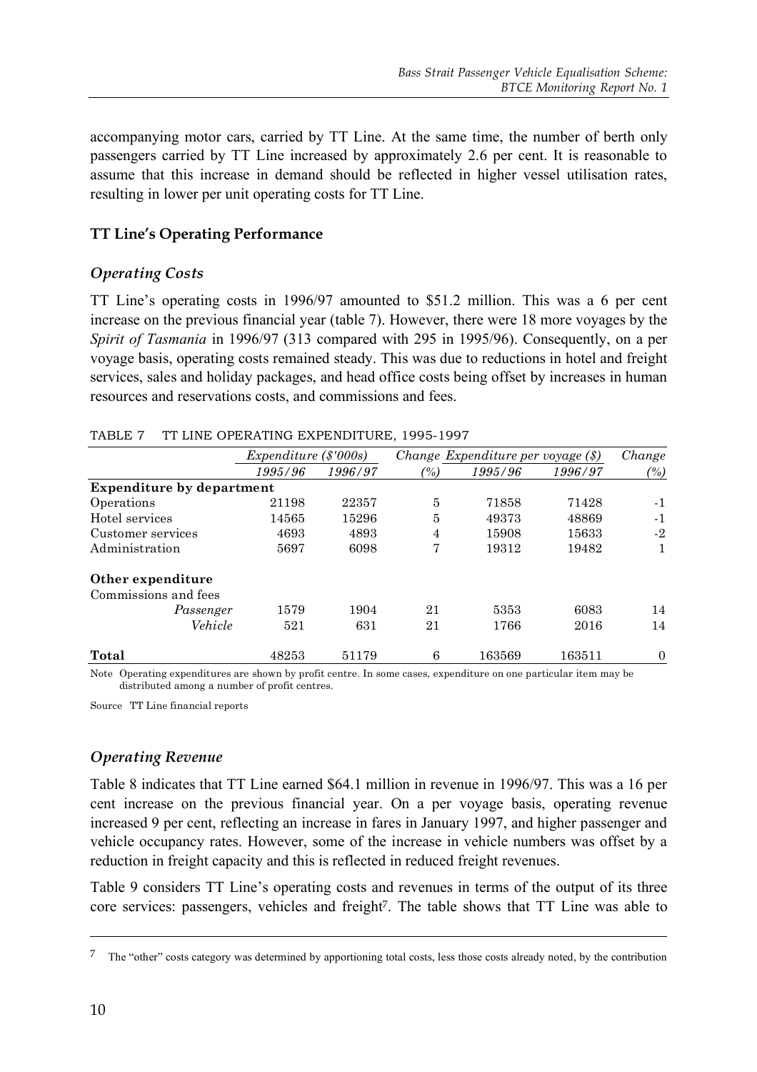accompanying motor cars, carried by TT Line. At the same time, the number of berth only passengers carried by TT Line increased by approximately 2.6 per cent. It is reasonable to assume that this increase in demand should be reflected in higher vessel utilisation rates, resulting in lower per unit operating costs for TT Line.

### TT Line's Operating Performance

#### *Operating Costs*

TT Line's operating costs in 1996/97 amounted to $51.2 million. This was a 6 per cent increase on the previous financial year (table 7). However, there were 18 more voyages by the *Spirit of Tasmania* in 1996/97 (313 compared with 295 in 1995/96). Consequently, on a per voyage basis, operating costs remained steady. This was due to reductions in hotel and freight services, sales and holiday packages, and head office costs being offset by increases in human resources and reservations costs, and commissions and fees.

TABLE 7 TT LINE OPERATING EXPENDITURE, 1995-1997

| | *Expenditure ($'000s)* | | *Change* | *Expenditure per voyage ($)* | | *Change* |
|---|---|---|---|---|---|---|
| | *1995/96* | *1996/97* | *(%)* | *1995/96* | *1996/97* | *(%)* |
| **Expenditure by department** | | | | | | |
| Operations | 21198 | 22357 | 5 | 71858 | 71428 | -1 |
| Hotel services | 14565 | 15296 | 5 | 49373 | 48869 | -1 |
| Customer services | 4693 | 4893 | 4 | 15908 | 15633 | -2 |
| Administration | 5697 | 6098 | 7 | 19312 | 19482 | 1 |
| **Other expenditure** | | | | | | |
| Commissions and fees | | | | | | |
| *Passenger* | 1579 | 1904 | 21 | 5353 | 6083 | 14 |
| *Vehicle* | 521 | 631 | 21 | 1766 | 2016 | 14 |
| **Total** | 48253 | 51179 | 6 | 163569 | 163511 | 0 |

Note Operating expenditures are shown by profit centre. In some cases, expenditure on one particular item may be distributed among a number of profit centres.

Source TT Line financial reports

#### *Operating Revenue*

Table 8 indicates that TT Line earned $64.1 million in revenue in 1996/97. This was a 16 per cent increase on the previous financial year. On a per voyage basis, operating revenue increased 9 per cent, reflecting an increase in fares in January 1997, and higher passenger and vehicle occupancy rates. However, some of the increase in vehicle numbers was offset by a reduction in freight capacity and this is reflected in reduced freight revenues.

Table 9 considers TT Line's operating costs and revenues in terms of the output of its three core services: passengers, vehicles and freight[7]. The table shows that TT Line was able to

---

[7] The "other" costs category was determined by apportioning total costs, less those costs already noted, by the contribution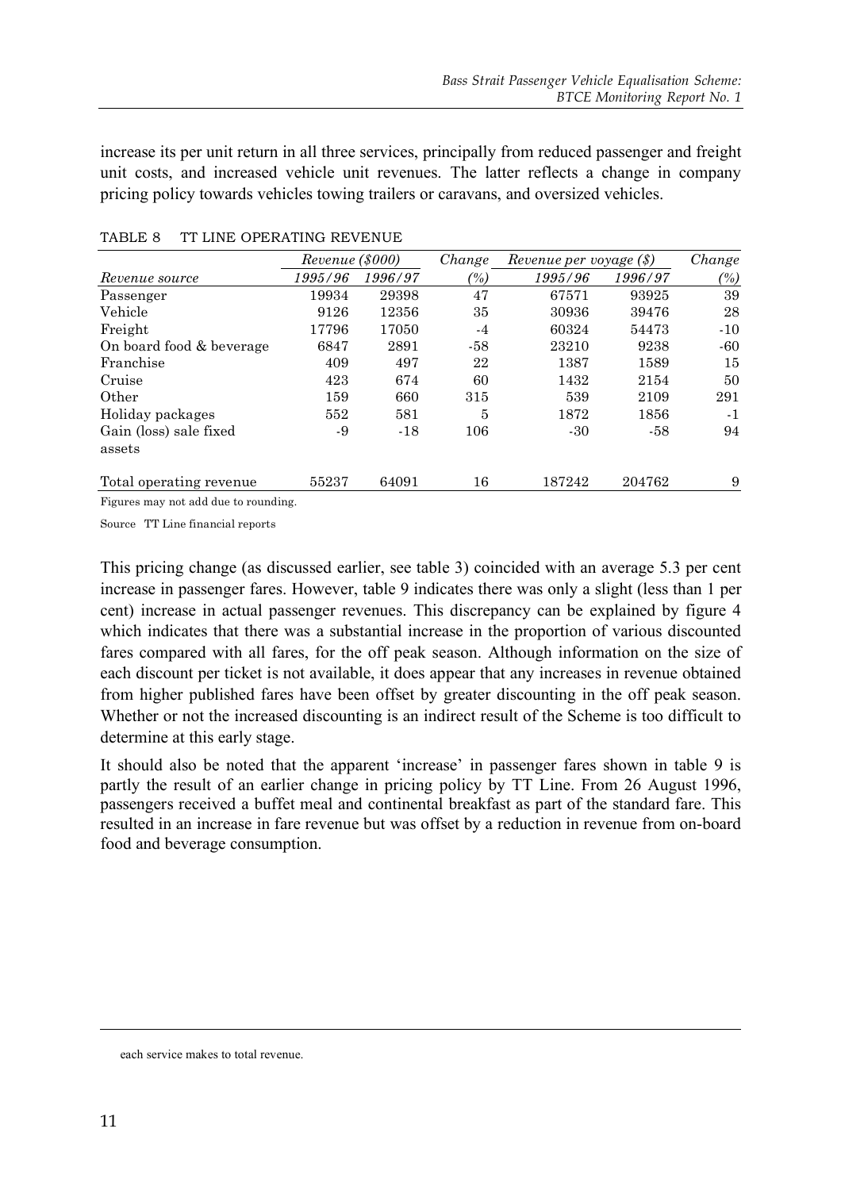increase its per unit return in all three services, principally from reduced passenger and freight unit costs, and increased vehicle unit revenues. The latter reflects a change in company pricing policy towards vehicles towing trailers or caravans, and oversized vehicles.

TABLE 8 TT LINE OPERATING REVENUE

| | *Revenue ($000)* | | *Change* | *Revenue per voyage ($)* | | *Change* |
|---|---|---|---|---|---|---|
| *Revenue source* | *1995/96* | *1996/97* | *(%)* | *1995/96* | *1996/97* | *(%)* |
| Passenger | 19934 | 29398 | 47 | 67571 | 93925 | 39 |
| Vehicle | 9126 | 12356 | 35 | 30936 | 39476 | 28 |
| Freight | 17796 | 17050 | -4 | 60324 | 54473 | -10 |
| On board food & beverage | 6847 | 2891 | -58 | 23210 | 9238 | -60 |
| Franchise | 409 | 497 | 22 | 1387 | 1589 | 15 |
| Cruise | 423 | 674 | 60 | 1432 | 2154 | 50 |
| Other | 159 | 660 | 315 | 539 | 2109 | 291 |
| Holiday packages | 552 | 581 | 5 | 1872 | 1856 | -1 |
| Gain (loss) sale fixed assets | -9 | -18 | 106 | -30 | -58 | 94 |
| Total operating revenue | 55237 | 64091 | 16 | 187242 | 204762 | 9 |

Figures may not add due to rounding.

Source TT Line financial reports

This pricing change (as discussed earlier, see table 3) coincided with an average 5.3 per cent increase in passenger fares. However, table 9 indicates there was only a slight (less than 1 per cent) increase in actual passenger revenues. This discrepancy can be explained by figure 4 which indicates that there was a substantial increase in the proportion of various discounted fares compared with all fares, for the off peak season. Although information on the size of each discount per ticket is not available, it does appear that any increases in revenue obtained from higher published fares have been offset by greater discounting in the off peak season. Whether or not the increased discounting is an indirect result of the Scheme is too difficult to determine at this early stage.

It should also be noted that the apparent 'increase' in passenger fares shown in table 9 is partly the result of an earlier change in pricing policy by TT Line. From 26 August 1996, passengers received a buffet meal and continental breakfast as part of the standard fare. This resulted in an increase in fare revenue but was offset by a reduction in revenue from on-board food and beverage consumption.

---

each service makes to total revenue.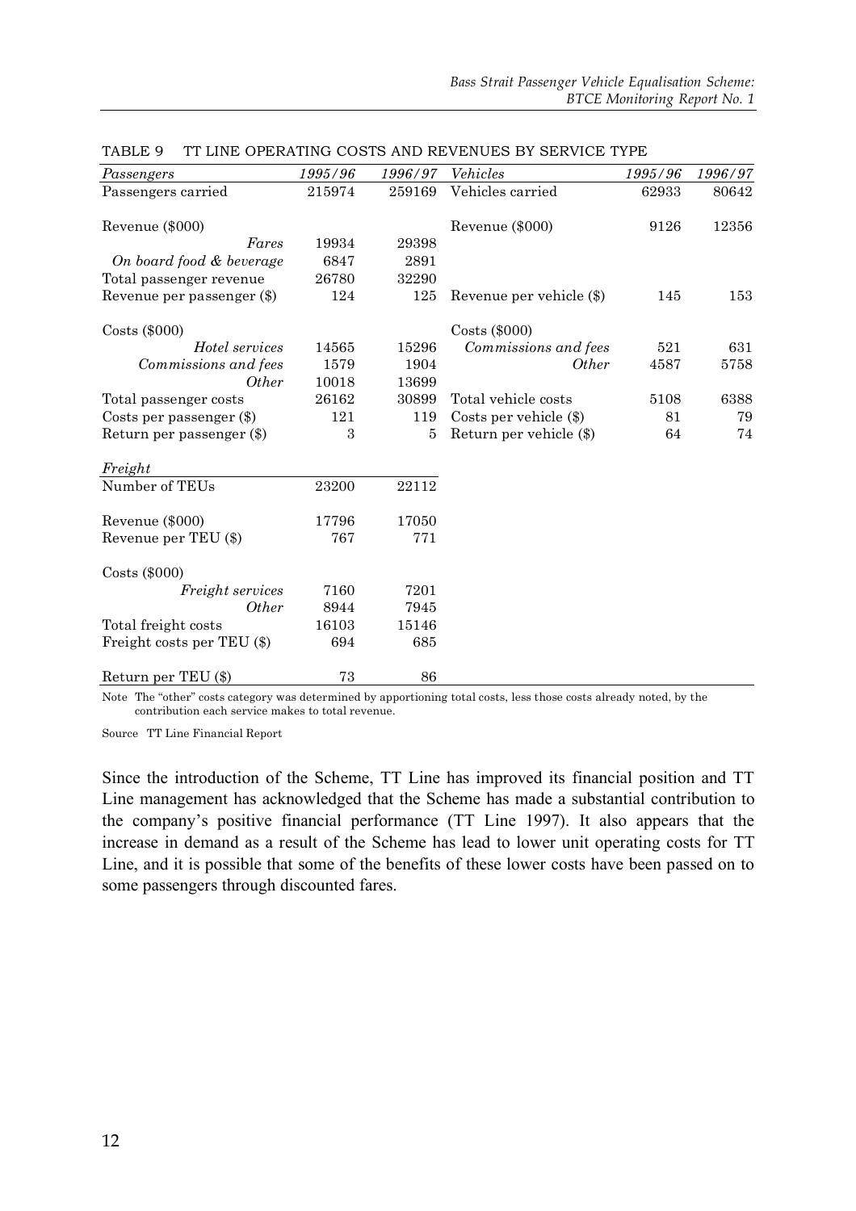TABLE 9 TT LINE OPERATING COSTS AND REVENUES BY SERVICE TYPE

| *Passengers* | *1995/96* | *1996/97* | *Vehicles* | *1995/96* | *1996/97* |
|---|---|---|---|---|---|
| Passengers carried | 215974 | 259169 | Vehicles carried | 62933 | 80642 |
| Revenue ($000) | | | Revenue ($000) | 9126 | 12356 |
| *Fares* | 19934 | 29398 | | | |
| *On board food & beverage* | 6847 | 2891 | | | |
| Total passenger revenue | 26780 | 32290 | | | |
| Revenue per passenger ($) | 124 | 125 | Revenue per vehicle ($) | 145 | 153 |
| Costs ($000) | | | Costs ($000) | | |
| *Hotel services* | 14565 | 15296 | *Commissions and fees* | 521 | 631 |
| *Commissions and fees* | 1579 | 1904 | *Other* | 4587 | 5758 |
| *Other* | 10018 | 13699 | | | |
| Total passenger costs | 26162 | 30899 | Total vehicle costs | 5108 | 6388 |
| Costs per passenger ($) | 121 | 119 | Costs per vehicle ($) | 81 | 79 |
| Return per passenger ($) | 3 | 5 | Return per vehicle ($) | 64 | 74 |
| *Freight* | | | | | |
| Number of TEUs | 23200 | 22112 | | | |
| Revenue ($000) | 17796 | 17050 | | | |
| Revenue per TEU ($) | 767 | 771 | | | |
| Costs ($000) | | | | | |
| *Freight services* | 7160 | 7201 | | | |
| *Other* | 8944 | 7945 | | | |
| Total freight costs | 16103 | 15146 | | | |
| Freight costs per TEU ($) | 694 | 685 | | | |
| Return per TEU ($) | 73 | 86 | | | |

Note The "other" costs category was determined by apportioning total costs, less those costs already noted, by the contribution each service makes to total revenue.

Source TT Line Financial Report

Since the introduction of the Scheme, TT Line has improved its financial position and TT Line management has acknowledged that the Scheme has made a substantial contribution to the company's positive financial performance (TT Line 1997). It also appears that the increase in demand as a result of the Scheme has lead to lower unit operating costs for TT Line, and it is possible that some of the benefits of these lower costs have been passed on to some passengers through discounted fares.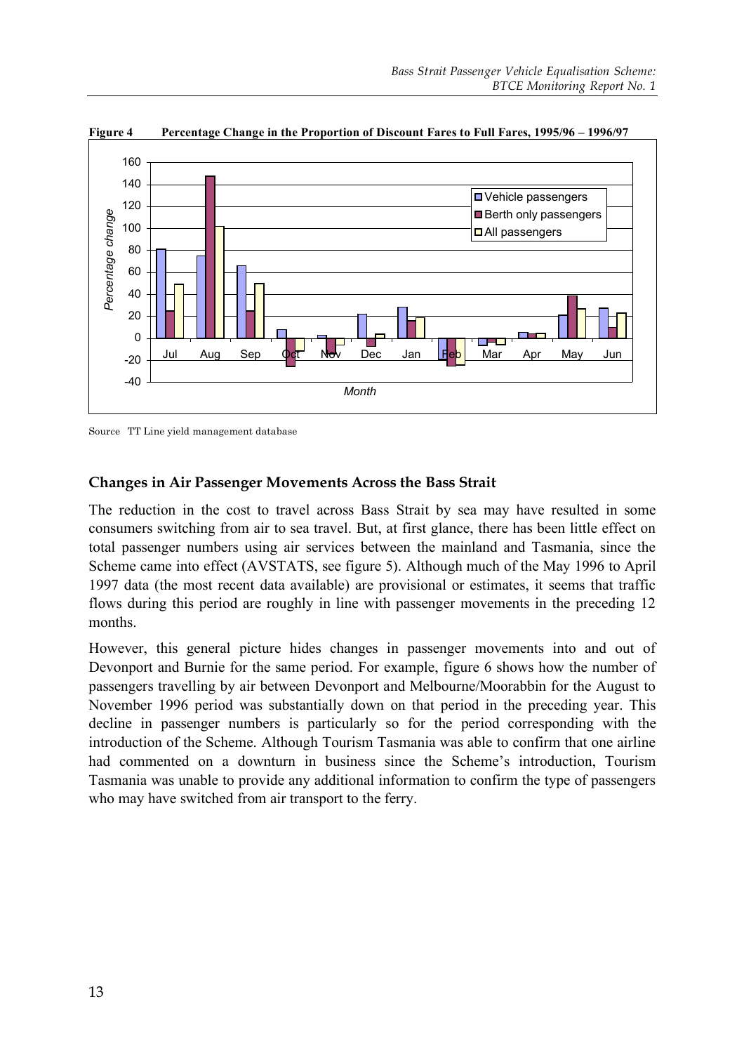**Figure 4 Percentage Change in the Proportion of Discount Fares to Full Fares, 1995/96 – 1996/97**

Source TT Line yield management database

## Changes in Air Passenger Movements Across the Bass Strait

The reduction in the cost to travel across Bass Strait by sea may have resulted in some consumers switching from air to sea travel. But, at first glance, there has been little effect on total passenger numbers using air services between the mainland and Tasmania, since the Scheme came into effect (AVSTATS, see figure 5). Although much of the May 1996 to April 1997 data (the most recent data available) are provisional or estimates, it seems that traffic flows during this period are roughly in line with passenger movements in the preceding 12 months.

However, this general picture hides changes in passenger movements into and out of Devonport and Burnie for the same period. For example, figure 6 shows how the number of passengers travelling by air between Devonport and Melbourne/Moorabbin for the August to November 1996 period was substantially down on that period in the preceding year. This decline in passenger numbers is particularly so for the period corresponding with the introduction of the Scheme. Although Tourism Tasmania was able to confirm that one airline had commented on a downturn in business since the Scheme's introduction, Tourism Tasmania was unable to provide any additional information to confirm the type of passengers who may have switched from air transport to the ferry.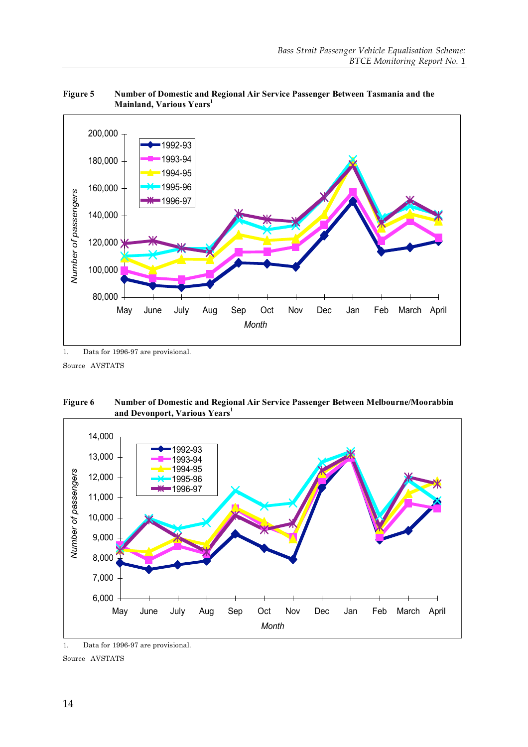**Figure 5 Number of Domestic and Regional Air Service Passenger Between Tasmania and the Mainland, Various Years[1]**

1. Data for 1996-97 are provisional.

Source AVSTATS

**Figure 6 Number of Domestic and Regional Air Service Passenger Between Melbourne/Moorabbin and Devonport, Various Years[1]**

1. Data for 1996-97 are provisional.

Source AVSTATS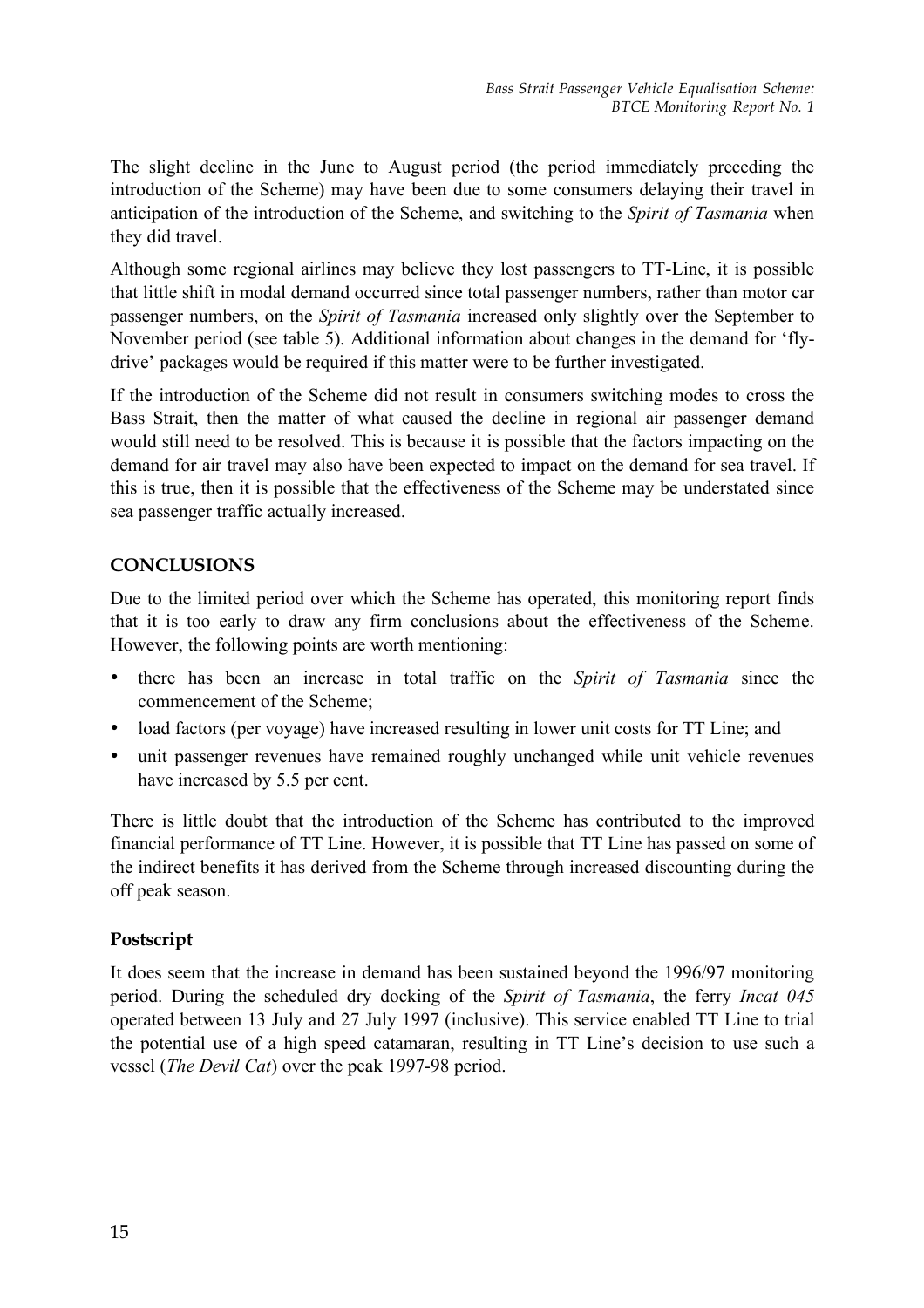The slight decline in the June to August period (the period immediately preceding the introduction of the Scheme) may have been due to some consumers delaying their travel in anticipation of the introduction of the Scheme, and switching to the *Spirit of Tasmania* when they did travel.

Although some regional airlines may believe they lost passengers to TT-Line, it is possible that little shift in modal demand occurred since total passenger numbers, rather than motor car passenger numbers, on the *Spirit of Tasmania* increased only slightly over the September to November period (see table 5). Additional information about changes in the demand for 'fly-drive' packages would be required if this matter were to be further investigated.

If the introduction of the Scheme did not result in consumers switching modes to cross the Bass Strait, then the matter of what caused the decline in regional air passenger demand would still need to be resolved. This is because it is possible that the factors impacting on the demand for air travel may also have been expected to impact on the demand for sea travel. If this is true, then it is possible that the effectiveness of the Scheme may be understated since sea passenger traffic actually increased.

## CONCLUSIONS

Due to the limited period over which the Scheme has operated, this monitoring report finds that it is too early to draw any firm conclusions about the effectiveness of the Scheme. However, the following points are worth mentioning:

- there has been an increase in total traffic on the *Spirit of Tasmania* since the commencement of the Scheme;
- load factors (per voyage) have increased resulting in lower unit costs for TT Line; and
- unit passenger revenues have remained roughly unchanged while unit vehicle revenues have increased by 5.5 per cent.

There is little doubt that the introduction of the Scheme has contributed to the improved financial performance of TT Line. However, it is possible that TT Line has passed on some of the indirect benefits it has derived from the Scheme through increased discounting during the off peak season.

### Postscript

It does seem that the increase in demand has been sustained beyond the 1996/97 monitoring period. During the scheduled dry docking of the *Spirit of Tasmania*, the ferry *Incat 045* operated between 13 July and 27 July 1997 (inclusive). This service enabled TT Line to trial the potential use of a high speed catamaran, resulting in TT Line's decision to use such a vessel (*The Devil Cat*) over the peak 1997-98 period.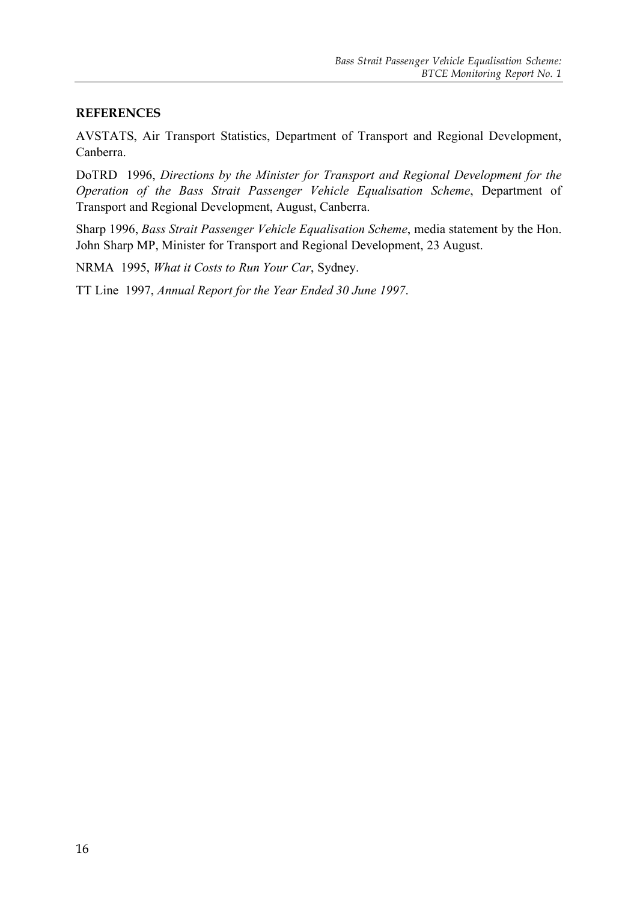## REFERENCES

AVSTATS, Air Transport Statistics, Department of Transport and Regional Development, Canberra.

DoTRD 1996, *Directions by the Minister for Transport and Regional Development for the Operation of the Bass Strait Passenger Vehicle Equalisation Scheme*, Department of Transport and Regional Development, August, Canberra.

Sharp 1996, *Bass Strait Passenger Vehicle Equalisation Scheme*, media statement by the Hon. John Sharp MP, Minister for Transport and Regional Development, 23 August.

NRMA 1995, *What it Costs to Run Your Car*, Sydney.

TT Line 1997, *Annual Report for the Year Ended 30 June 1997*.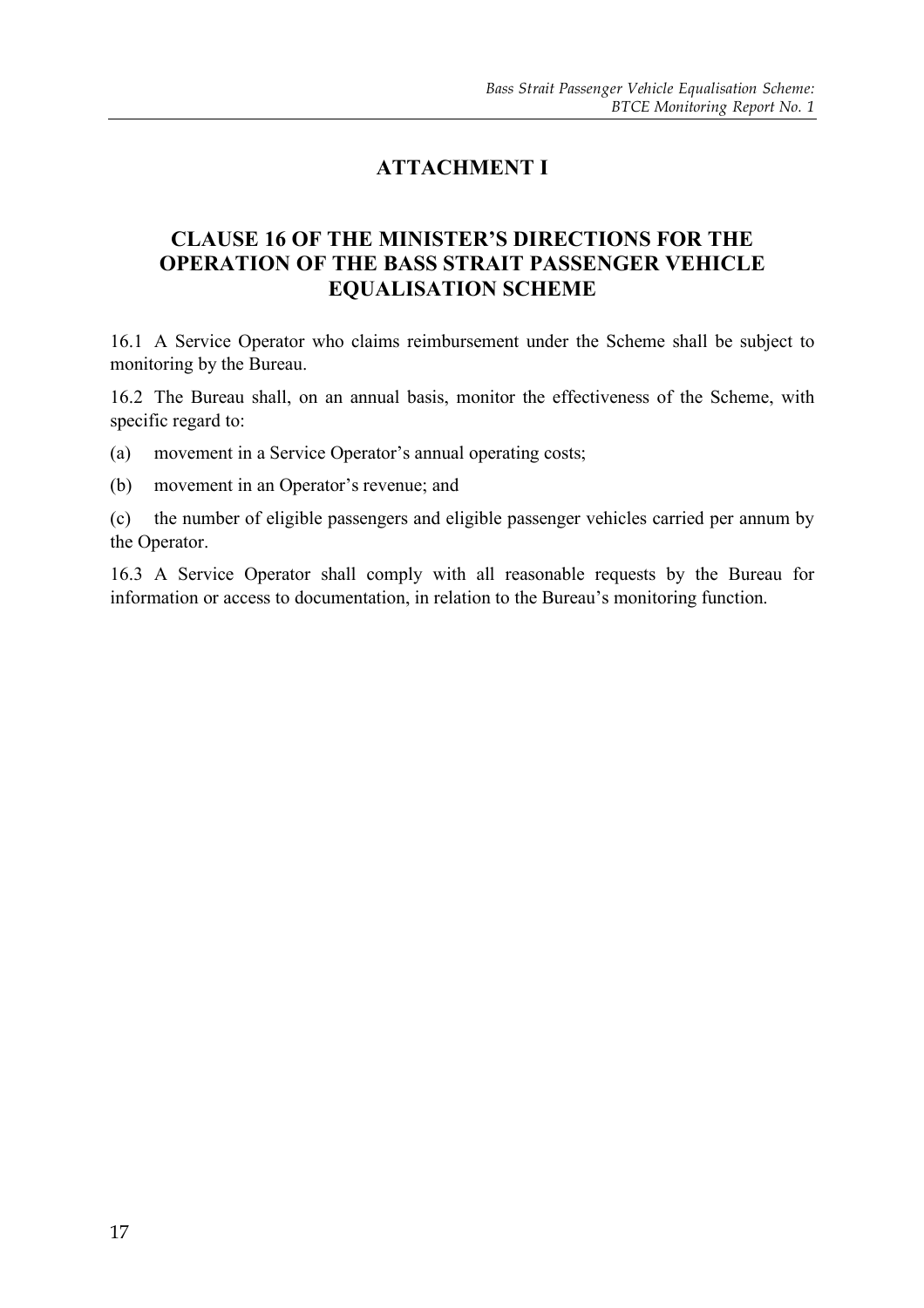# ATTACHMENT I

## CLAUSE 16 OF THE MINISTER'S DIRECTIONS FOR THE OPERATION OF THE BASS STRAIT PASSENGER VEHICLE EQUALISATION SCHEME

16.1 A Service Operator who claims reimbursement under the Scheme shall be subject to monitoring by the Bureau.

16.2 The Bureau shall, on an annual basis, monitor the effectiveness of the Scheme, with specific regard to:

(a) movement in a Service Operator's annual operating costs;

(b) movement in an Operator's revenue; and

(c) the number of eligible passengers and eligible passenger vehicles carried per annum by the Operator.

16.3 A Service Operator shall comply with all reasonable requests by the Bureau for information or access to documentation, in relation to the Bureau's monitoring function.